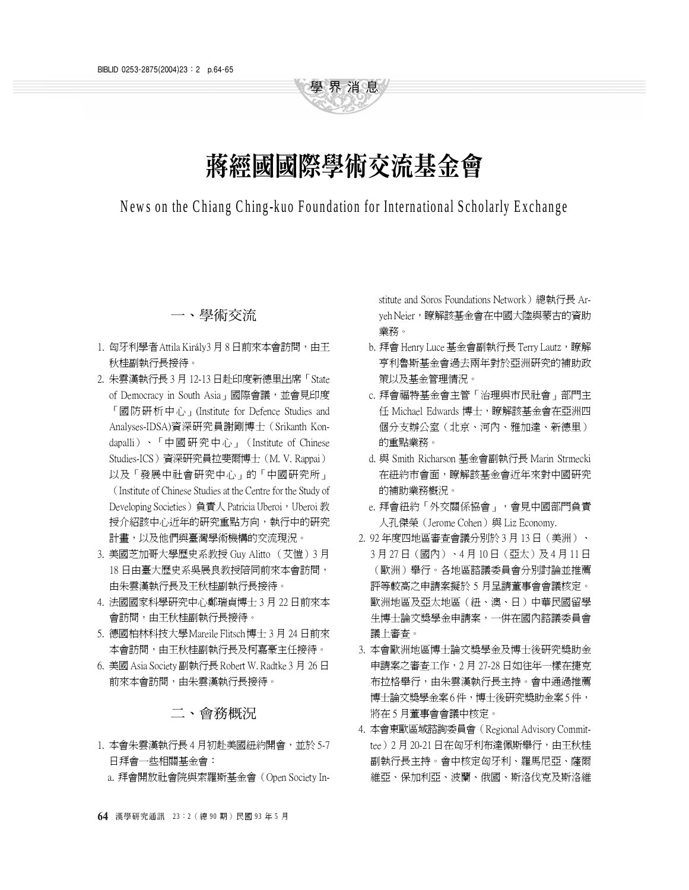# 蔣經國國際學術交流基金會

News on the Chiang Ching-kuo Foundation for International Scholarly Exchange

## 一、學術交流

1. 匈牙利學者Attila Király3 月 8 日前來本會訪問，由王秋桂副執行長接待。
2. 朱雲漢執行長 3 月 12-13 日赴印度新德里出席「State of Democracy in South Asia」國際會議，並會見印度「國防研析中心」(Institute for Defence Studies and Analyses-IDSA)資深研究員謝剛博士（Srikanth Kondapalli）、「中國研究中心」（Institute of Chinese Studies-ICS）資深研究員拉斐爾博士（M. V. Rappai）以及「發展中社會研究中心」的「中國研究所」（Institute of Chinese Studies at the Centre for the Study of Developing Societies）負責人 Patricia Uberoi，Uberoi 教授介紹該中心近年的研究重點方向，執行中的研究計畫，以及他們與臺灣學術機構的交流現況。
3. 美國芝加哥大學歷史系教授 Guy Alitto （艾愷）3 月 18 日由臺大歷史系吳展良教授陪同前來本會訪問，由朱雲漢執行長及王秋桂副執行長接待。
4. 法國國家科學研究中心鄭瑞貞博士 3 月 22 日前來本會訪問，由王秋桂副執行長接待。
5. 德國柏林科技大學Mareile Flitsch博士 3 月 24 日前來本會訪問，由王秋桂副執行長及柯嘉豪主任接待。
6. 美國 Asia Society 副執行長 Robert W. Radtke 3 月 26 日前來本會訪問，由朱雲漢執行長接待。

## 二、會務概況

1. 本會朱雲漢執行長 4 月初赴美國紐約開會，並於 5-7 日拜會一些相關基金會：
   a. 拜會開放社會院與索羅斯基金會（Open Society Institute and Soros Foundations Network）總執行長 Aryeh Neier，瞭解該基金會在中國大陸與蒙古的資助業務。
   b. 拜會 Henry Luce 基金會副執行長 Terry Lautz，瞭解亨利魯斯基金會過去兩年對於亞洲研究的補助政策以及基金管理情況。
   c. 拜會福特基金會主管「治理與市民社會」部門主任 Michael Edwards 博士，瞭解該基金會在亞洲四個分支辦公室（北京、河內、雅加達、新德里）的重點業務。
   d. 與 Smith Richarson 基金會副執行長 Marin Strmecki 在紐約市會面，瞭解該基金會近年來對中國研究的補助業務概況。
   e. 拜會紐約「外交關係協會」，會見中國部門負責人孔傑榮（Jerome Cohen）與 Liz Economy.
2. 92 年度四地區審查會議分別於 3 月 13 日（美洲）、3 月 27 日（國內）、4 月 10 日（亞太）及 4 月 11 日（歐洲）舉行。各地區諮議委員會分別討論並推薦評等較高之申請案擬於 5 月呈請董事會會議核定。歐洲地區及亞太地區（紐、澳、日）中華民國留學生博士論文獎學金申請案，一併在國內諮議委員會議上審查。
3. 本會歐洲地區博士論文獎學金及博士後研究獎助金申請案之審查工作，2 月 27-28 日如往年一樣在捷克布拉格舉行，由朱雲漢執行長主持。會中通過推薦博士論文獎學金案6件，博士後研究獎助金案5件，將在 5 月董事會會議中核定。
4. 本會東歐區域諮詢委員會（Regional Advisory Committee）2 月 20-21 日在匈牙利布達佩斯舉行，由王秋桂副執行長主持。會中核定匈牙利、羅馬尼亞、薩爾維亞、保加利亞、波蘭、俄國、斯洛伐克及斯洛維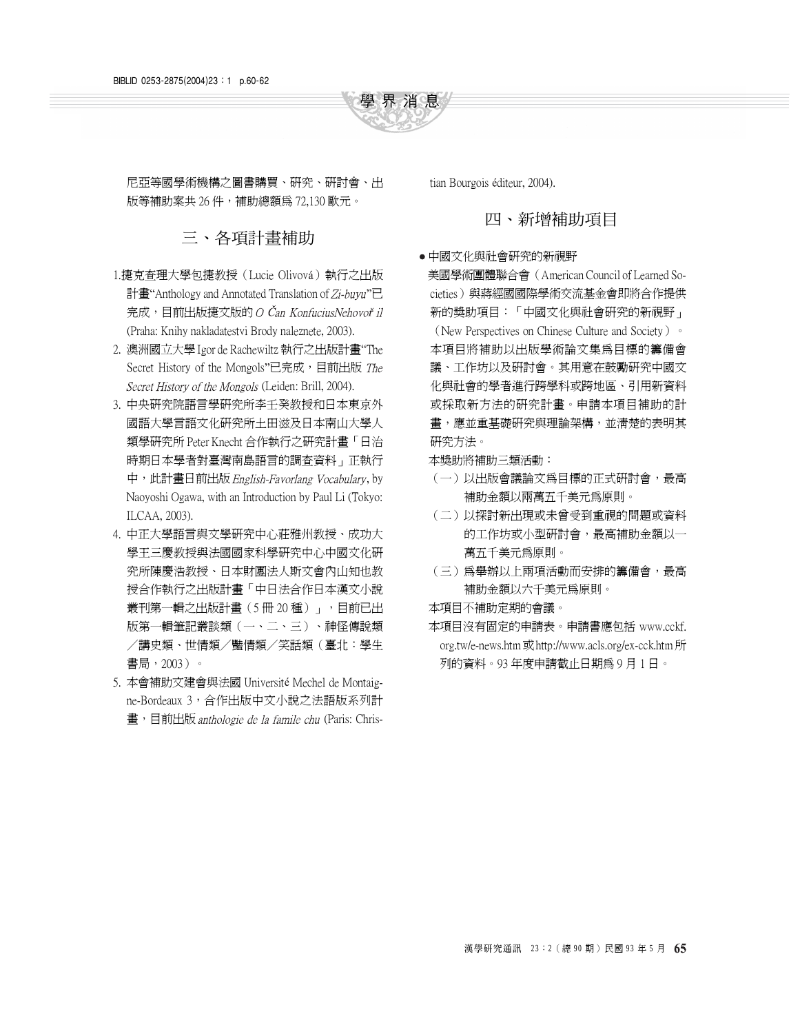尼亞等國學術機構之圖書購買、研究、研討會、出版等補助案共 26 件，補助總額爲 72,130 歐元。

## 三、各項計畫補助

1. 捷克查理大學包捷教授（Lucie Olivová）執行之出版計畫"Anthology and Annotated Translation of *Zi-buyu*"已完成，目前出版捷文版的 *O Čan KonfuciusNehovoř il* (Praha: Knihy nakladatestvi Brody naleznete, 2003).
2. 澳洲國立大學 Igor de Rachewiltz 執行之出版計畫"The Secret History of the Mongols"已完成，目前出版 *The Secret History of the Mongols* (Leiden: Brill, 2004).
3. 中央研究院語言學研究所李壬癸教授和日本東京外國語大學言語文化研究所土田滋及日本南山大學人類學研究所 Peter Knecht 合作執行之研究計畫「日治時期日本學者對臺灣南島語言的調查資料」正執行中，此計畫目前出版 *English-Favorlang Vocabulary*, by Naoyoshi Ogawa, with an Introduction by Paul Li (Tokyo: ILCAA, 2003).
4. 中正大學語言與文學研究中心莊雅州教授、成功大學王三慶教授與法國國家科學研究中心中國文化研究所陳慶浩教授、日本財團法人斯文會內山知也教授合作執行之出版計畫「中日法合作日本漢文小說叢刊第一輯之出版計畫（5 冊 20 種）」，目前已出版第一輯筆記叢談類（一、二、三）、神怪傳說類／講史類、世情類／豔情類／笑話類（臺北：學生書局，2003）。
5. 本會補助文建會與法國 Université Mechel de Montaigne-Bordeaux 3，合作出版中文小說之法語版系列計畫，目前出版 *anthologie de la famile chu* (Paris: Christian Bourgois éditeur, 2004).

## 四、新增補助項目

- 中國文化與社會研究的新視野

美國學術團體聯合會（American Council of Learned Societies）與蔣經國國際學術交流基金會即將合作提供新的獎助項目：「中國文化與社會研究的新視野」（New Perspectives on Chinese Culture and Society）。本項目將補助以出版學術論文集爲目標的籌備會議、工作坊以及研討會。其用意在鼓勵研究中國文化與社會的學者進行跨學科或跨地區、引用新資料或採取新方法的研究計畫。申請本項目補助的計畫，應並重基礎研究與理論架構，並清楚的表明其研究方法。

本獎助將補助三類活動：

（一）以出版會議論文爲目標的正式研討會，最高補助金額以兩萬五千美元爲原則。

（二）以探討新出現或未曾受到重視的問題或資料的工作坊或小型研討會，最高補助金額以一萬五千美元爲原則。

（三）爲舉辦以上兩項活動而安排的籌備會，最高補助金額以六千美元爲原則。

本項目不補助定期的會議。

本項目沒有固定的申請表。申請書應包括 www.cckf.org.tw/e-news.htm 或 http://www.acls.org/ex-cck.htm 所列的資料。93 年度申請截止日期爲 9 月 1 日。